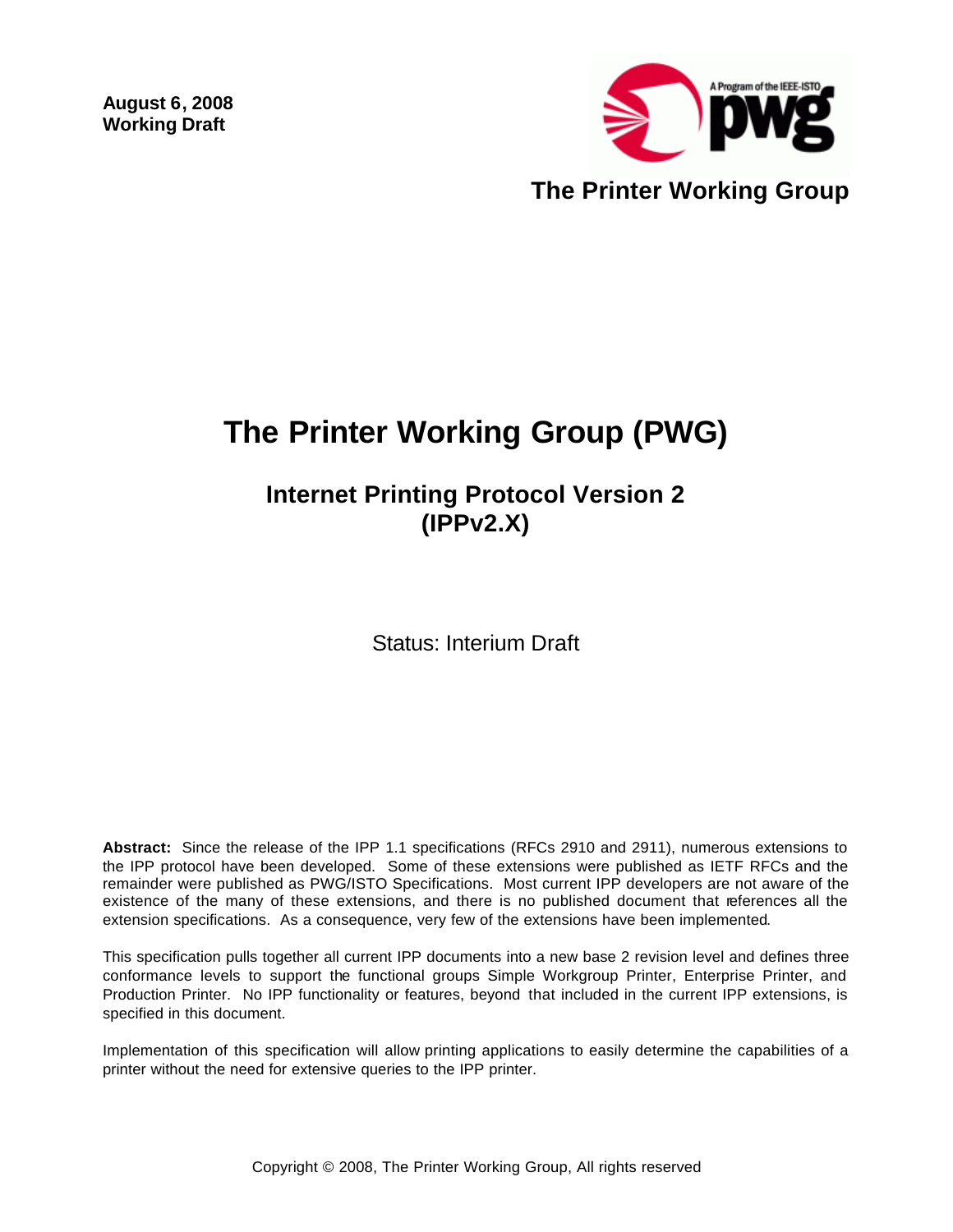**August 6, 2008**
**Working Draft**

The Printer Working Group

# The Printer Working Group (PWG)

## Internet Printing Protocol Version 2 (IPPv2.X)

Status: Interium Draft

**Abstract:** Since the release of the IPP 1.1 specifications (RFCs 2910 and 2911), numerous extensions to the IPP protocol have been developed. Some of these extensions were published as IETF RFCs and the remainder were published as PWG/ISTO Specifications. Most current IPP developers are not aware of the existence of the many of these extensions, and there is no published document that references all the extension specifications. As a consequence, very few of the extensions have been implemented.

This specification pulls together all current IPP documents into a new base 2 revision level and defines three conformance levels to support the functional groups Simple Workgroup Printer, Enterprise Printer, and Production Printer. No IPP functionality or features, beyond that included in the current IPP extensions, is specified in this document.

Implementation of this specification will allow printing applications to easily determine the capabilities of a printer without the need for extensive queries to the IPP printer.

Copyright © 2008, The Printer Working Group, All rights reserved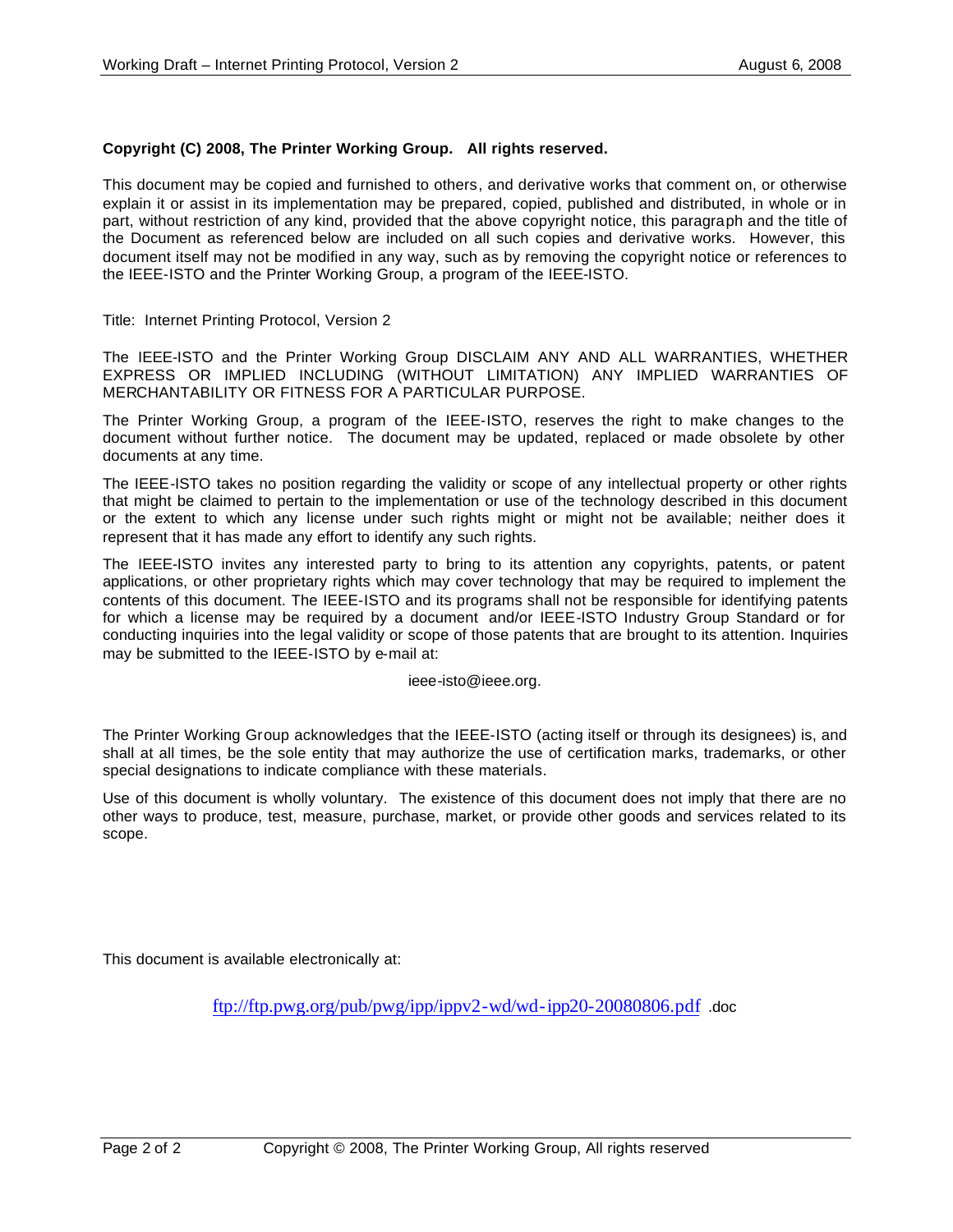**Copyright (C) 2008, The Printer Working Group. All rights reserved.**

This document may be copied and furnished to others, and derivative works that comment on, or otherwise explain it or assist in its implementation may be prepared, copied, published and distributed, in whole or in part, without restriction of any kind, provided that the above copyright notice, this paragraph and the title of the Document as referenced below are included on all such copies and derivative works. However, this document itself may not be modified in any way, such as by removing the copyright notice or references to the IEEE-ISTO and the Printer Working Group, a program of the IEEE-ISTO.

Title: Internet Printing Protocol, Version 2

The IEEE-ISTO and the Printer Working Group DISCLAIM ANY AND ALL WARRANTIES, WHETHER EXPRESS OR IMPLIED INCLUDING (WITHOUT LIMITATION) ANY IMPLIED WARRANTIES OF MERCHANTABILITY OR FITNESS FOR A PARTICULAR PURPOSE.

The Printer Working Group, a program of the IEEE-ISTO, reserves the right to make changes to the document without further notice. The document may be updated, replaced or made obsolete by other documents at any time.

The IEEE-ISTO takes no position regarding the validity or scope of any intellectual property or other rights that might be claimed to pertain to the implementation or use of the technology described in this document or the extent to which any license under such rights might or might not be available; neither does it represent that it has made any effort to identify any such rights.

The IEEE-ISTO invites any interested party to bring to its attention any copyrights, patents, or patent applications, or other proprietary rights which may cover technology that may be required to implement the contents of this document. The IEEE-ISTO and its programs shall not be responsible for identifying patents for which a license may be required by a document and/or IEEE-ISTO Industry Group Standard or for conducting inquiries into the legal validity or scope of those patents that are brought to its attention. Inquiries may be submitted to the IEEE-ISTO by e-mail at:

ieee-isto@ieee.org.

The Printer Working Group acknowledges that the IEEE-ISTO (acting itself or through its designees) is, and shall at all times, be the sole entity that may authorize the use of certification marks, trademarks, or other special designations to indicate compliance with these materials.

Use of this document is wholly voluntary. The existence of this document does not imply that there are no other ways to produce, test, measure, purchase, market, or provide other goods and services related to its scope.

This document is available electronically at:

ftp://ftp.pwg.org/pub/pwg/ipp/ippv2-wd/wd-ipp20-20080806.pdf .doc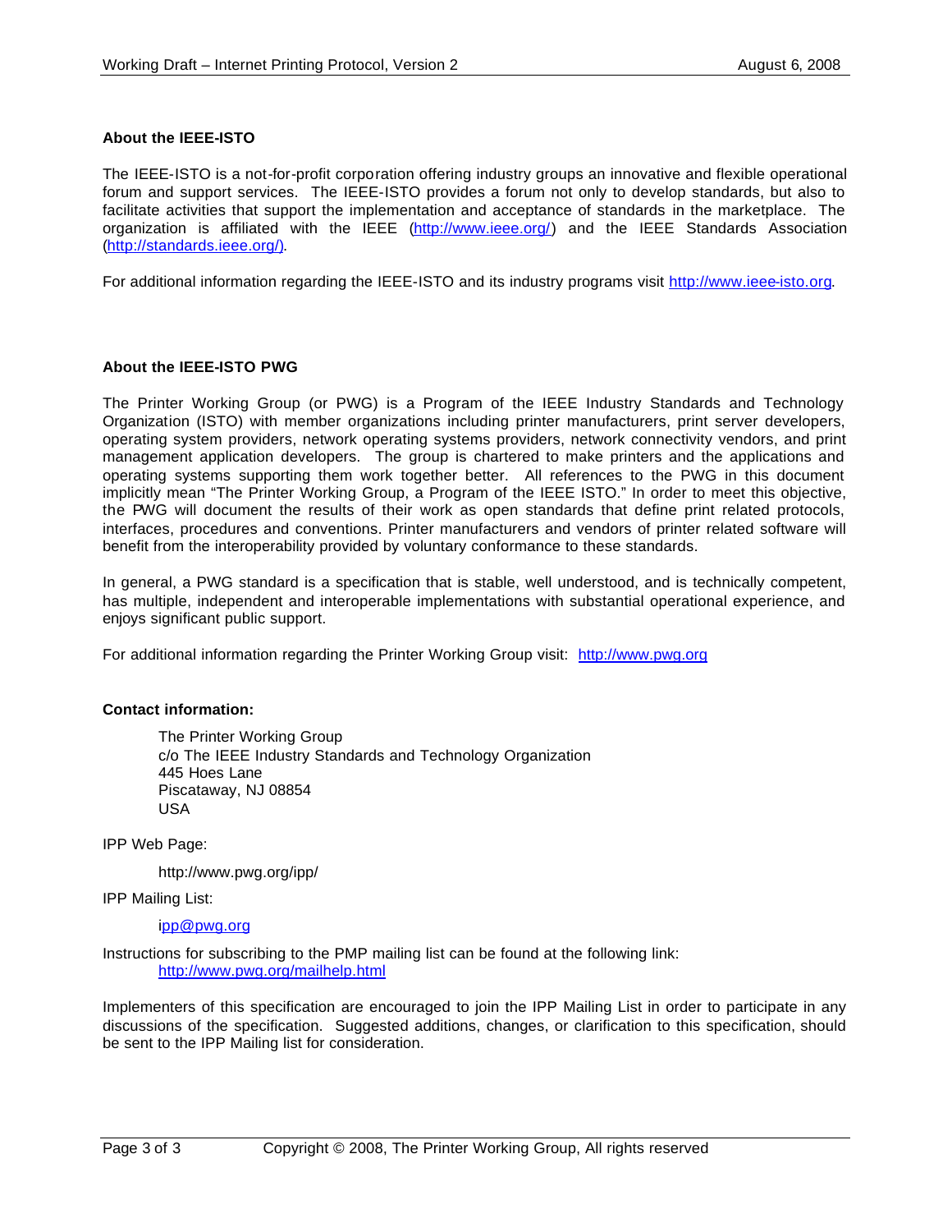**About the IEEE-ISTO**

The IEEE-ISTO is a not-for-profit corporation offering industry groups an innovative and flexible operational forum and support services. The IEEE-ISTO provides a forum not only to develop standards, but also to facilitate activities that support the implementation and acceptance of standards in the marketplace. The organization is affiliated with the IEEE (http://www.ieee.org/) and the IEEE Standards Association (http://standards.ieee.org/).

For additional information regarding the IEEE-ISTO and its industry programs visit http://www.ieee-isto.org.

**About the IEEE-ISTO PWG**

The Printer Working Group (or PWG) is a Program of the IEEE Industry Standards and Technology Organization (ISTO) with member organizations including printer manufacturers, print server developers, operating system providers, network operating systems providers, network connectivity vendors, and print management application developers. The group is chartered to make printers and the applications and operating systems supporting them work together better. All references to the PWG in this document implicitly mean "The Printer Working Group, a Program of the IEEE ISTO." In order to meet this objective, the PWG will document the results of their work as open standards that define print related protocols, interfaces, procedures and conventions. Printer manufacturers and vendors of printer related software will benefit from the interoperability provided by voluntary conformance to these standards.

In general, a PWG standard is a specification that is stable, well understood, and is technically competent, has multiple, independent and interoperable implementations with substantial operational experience, and enjoys significant public support.

For additional information regarding the Printer Working Group visit: http://www.pwg.org

**Contact information:**

The Printer Working Group
c/o The IEEE Industry Standards and Technology Organization
445 Hoes Lane
Piscataway, NJ 08854
USA

IPP Web Page:

http://www.pwg.org/ipp/

IPP Mailing List:

ipp@pwg.org

Instructions for subscribing to the PMP mailing list can be found at the following link:
http://www.pwg.org/mailhelp.html

Implementers of this specification are encouraged to join the IPP Mailing List in order to participate in any discussions of the specification. Suggested additions, changes, or clarification to this specification, should be sent to the IPP Mailing list for consideration.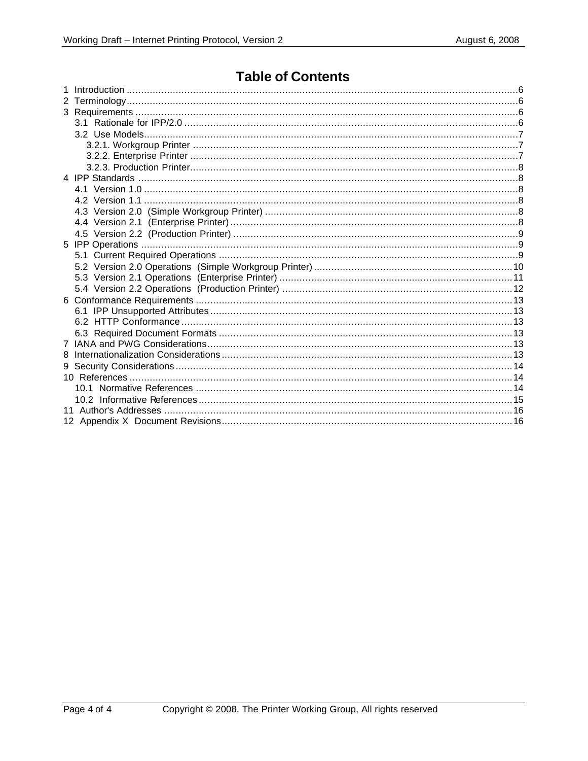# Table of Contents

1 Introduction ......................................................................................................................6
2 Terminology.......................................................................................................................6
3 Requirements ....................................................................................................................6
  3.1 Rationale for IPP/2.0 ...................................................................................................6
  3.2 Use Models..................................................................................................................7
    3.2.1. Workgroup Printer ................................................................................................7
    3.2.2. Enterprise Printer .................................................................................................7
    3.2.3. Production Printer.................................................................................................8
4 IPP Standards ...................................................................................................................8
  4.1 Version 1.0 ..................................................................................................................8
  4.2 Version 1.1 ..................................................................................................................8
  4.3 Version 2.0 (Simple Workgroup Printer) .......................................................................8
  4.4 Version 2.1 (Enterprise Printer) ...................................................................................8
  4.5 Version 2.2 (Production Printer) ..................................................................................9
5 IPP Operations ..................................................................................................................9
  5.1 Current Required Operations ......................................................................................9
  5.2 Version 2.0 Operations (Simple Workgroup Printer) ....................................................10
  5.3 Version 2.1 Operations (Enterprise Printer) ...............................................................11
  5.4 Version 2.2 Operations (Production Printer) ...............................................................12
6 Conformance Requirements .............................................................................................13
  6.1 IPP Unsupported Attributes ........................................................................................13
  6.2 HTTP Conformance ...................................................................................................13
  6.3 Required Document Formats .....................................................................................13
7 IANA and PWG Considerations..........................................................................................13
8 Internationalization Considerations.....................................................................................13
9 Security Considerations.....................................................................................................14
10 References ....................................................................................................................14
  10.1 Normative References .............................................................................................14
  10.2 Informative References............................................................................................15
11 Author's Addresses ........................................................................................................16
12 Appendix X Document Revisions.....................................................................................16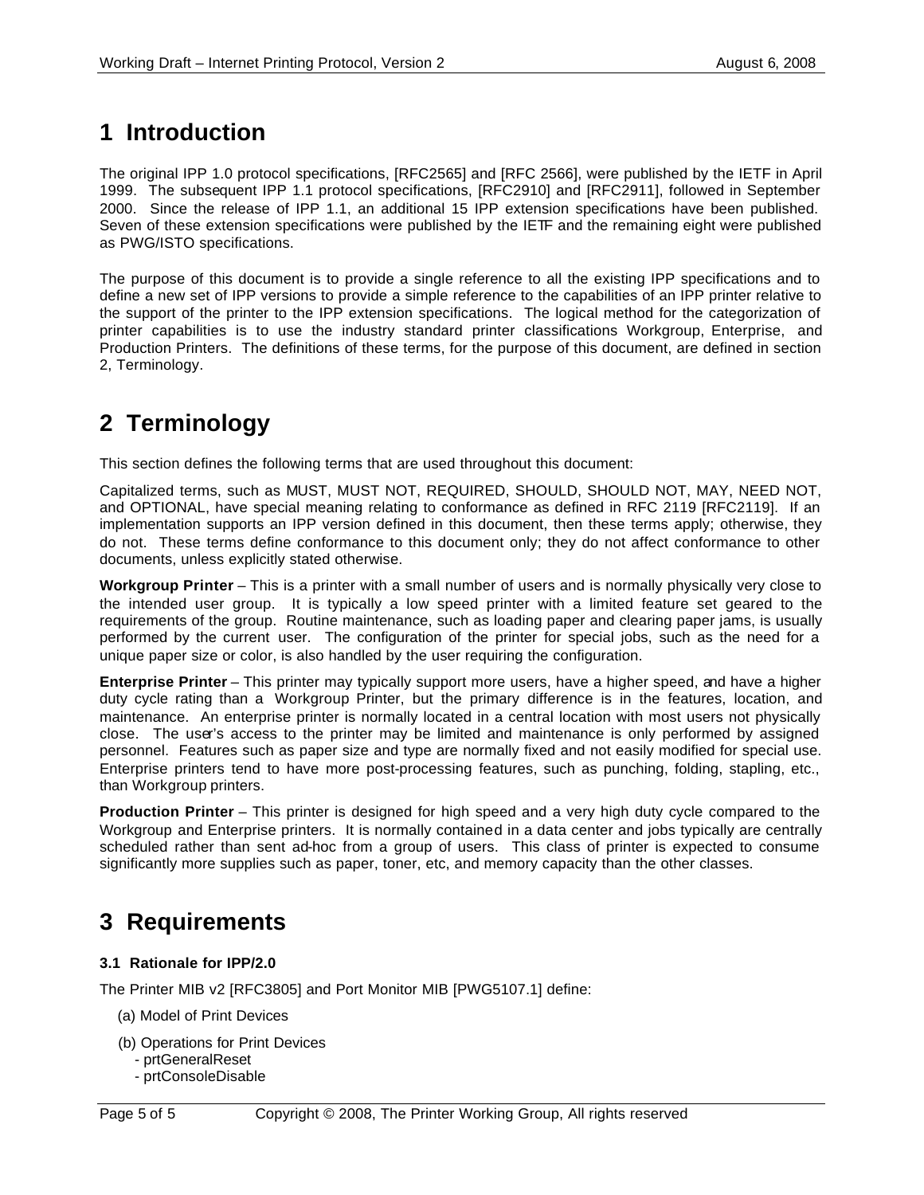# 1 Introduction

The original IPP 1.0 protocol specifications, [RFC2565] and [RFC 2566], were published by the IETF in April 1999. The subsequent IPP 1.1 protocol specifications, [RFC2910] and [RFC2911], followed in September 2000. Since the release of IPP 1.1, an additional 15 IPP extension specifications have been published. Seven of these extension specifications were published by the IETF and the remaining eight were published as PWG/ISTO specifications.

The purpose of this document is to provide a single reference to all the existing IPP specifications and to define a new set of IPP versions to provide a simple reference to the capabilities of an IPP printer relative to the support of the printer to the IPP extension specifications. The logical method for the categorization of printer capabilities is to use the industry standard printer classifications Workgroup, Enterprise, and Production Printers. The definitions of these terms, for the purpose of this document, are defined in section 2, Terminology.

# 2 Terminology

This section defines the following terms that are used throughout this document:

Capitalized terms, such as MUST, MUST NOT, REQUIRED, SHOULD, SHOULD NOT, MAY, NEED NOT, and OPTIONAL, have special meaning relating to conformance as defined in RFC 2119 [RFC2119]. If an implementation supports an IPP version defined in this document, then these terms apply; otherwise, they do not. These terms define conformance to this document only; they do not affect conformance to other documents, unless explicitly stated otherwise.

**Workgroup Printer** – This is a printer with a small number of users and is normally physically very close to the intended user group. It is typically a low speed printer with a limited feature set geared to the requirements of the group. Routine maintenance, such as loading paper and clearing paper jams, is usually performed by the current user. The configuration of the printer for special jobs, such as the need for a unique paper size or color, is also handled by the user requiring the configuration.

**Enterprise Printer** – This printer may typically support more users, have a higher speed, and have a higher duty cycle rating than a Workgroup Printer, but the primary difference is in the features, location, and maintenance. An enterprise printer is normally located in a central location with most users not physically close. The user's access to the printer may be limited and maintenance is only performed by assigned personnel. Features such as paper size and type are normally fixed and not easily modified for special use. Enterprise printers tend to have more post-processing features, such as punching, folding, stapling, etc., than Workgroup printers.

**Production Printer** – This printer is designed for high speed and a very high duty cycle compared to the Workgroup and Enterprise printers. It is normally contained in a data center and jobs typically are centrally scheduled rather than sent ad-hoc from a group of users. This class of printer is expected to consume significantly more supplies such as paper, toner, etc, and memory capacity than the other classes.

# 3 Requirements

### 3.1 Rationale for IPP/2.0

The Printer MIB v2 [RFC3805] and Port Monitor MIB [PWG5107.1] define:

(a) Model of Print Devices

(b) Operations for Print Devices
- prtGeneralReset
- prtConsoleDisable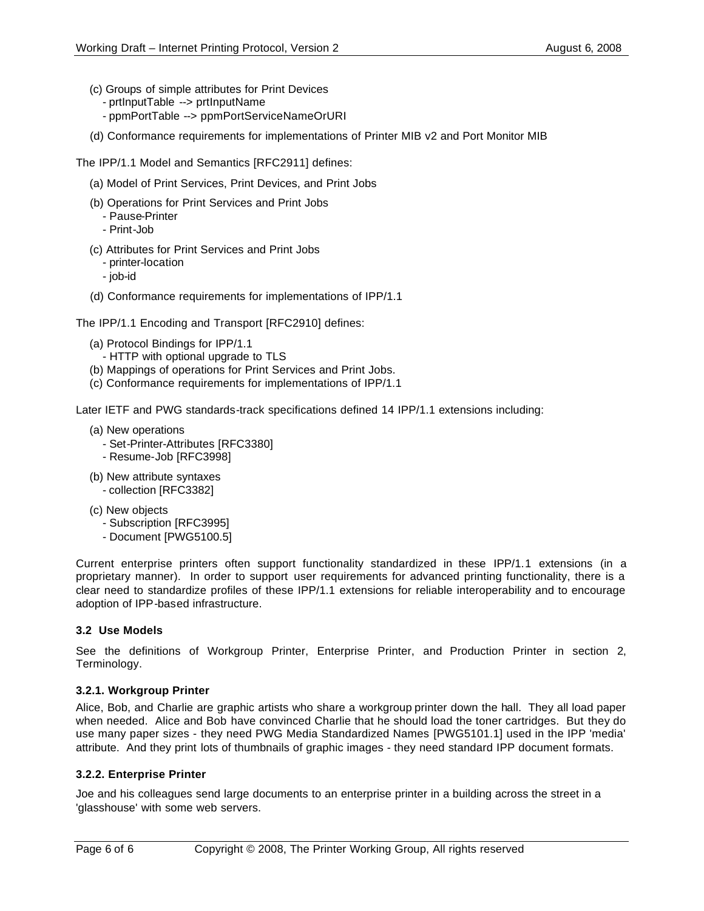(c) Groups of simple attributes for Print Devices
- prtInputTable --> prtInputName
- ppmPortTable --> ppmPortServiceNameOrURI

(d) Conformance requirements for implementations of Printer MIB v2 and Port Monitor MIB

The IPP/1.1 Model and Semantics [RFC2911] defines:

(a) Model of Print Services, Print Devices, and Print Jobs

(b) Operations for Print Services and Print Jobs
- Pause-Printer
- Print-Job

(c) Attributes for Print Services and Print Jobs
- printer-location
- job-id

(d) Conformance requirements for implementations of IPP/1.1

The IPP/1.1 Encoding and Transport [RFC2910] defines:

(a) Protocol Bindings for IPP/1.1
- HTTP with optional upgrade to TLS
(b) Mappings of operations for Print Services and Print Jobs.
(c) Conformance requirements for implementations of IPP/1.1

Later IETF and PWG standards-track specifications defined 14 IPP/1.1 extensions including:

(a) New operations
- Set-Printer-Attributes [RFC3380]
- Resume-Job [RFC3998]

(b) New attribute syntaxes
- collection [RFC3382]

(c) New objects
- Subscription [RFC3995]
- Document [PWG5100.5]

Current enterprise printers often support functionality standardized in these IPP/1.1 extensions (in a proprietary manner). In order to support user requirements for advanced printing functionality, there is a clear need to standardize profiles of these IPP/1.1 extensions for reliable interoperability and to encourage adoption of IPP-based infrastructure.

### 3.2 Use Models

See the definitions of Workgroup Printer, Enterprise Printer, and Production Printer in section 2, Terminology.

#### 3.2.1. Workgroup Printer

Alice, Bob, and Charlie are graphic artists who share a workgroup printer down the hall. They all load paper when needed. Alice and Bob have convinced Charlie that he should load the toner cartridges. But they do use many paper sizes - they need PWG Media Standardized Names [PWG5101.1] used in the IPP 'media' attribute. And they print lots of thumbnails of graphic images - they need standard IPP document formats.

#### 3.2.2. Enterprise Printer

Joe and his colleagues send large documents to an enterprise printer in a building across the street in a 'glasshouse' with some web servers.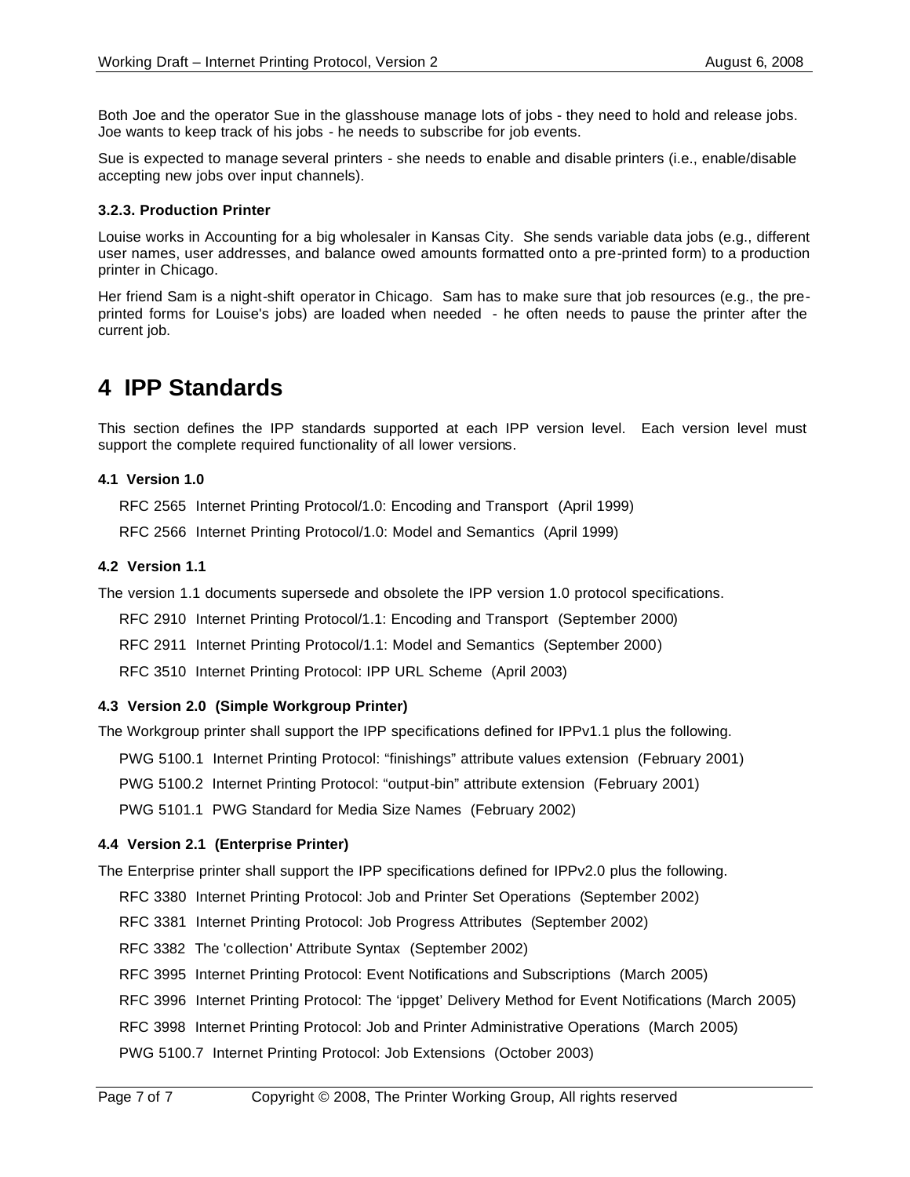Both Joe and the operator Sue in the glasshouse manage lots of jobs - they need to hold and release jobs. Joe wants to keep track of his jobs - he needs to subscribe for job events.

Sue is expected to manage several printers - she needs to enable and disable printers (i.e., enable/disable accepting new jobs over input channels).

#### 3.2.3. Production Printer

Louise works in Accounting for a big wholesaler in Kansas City. She sends variable data jobs (e.g., different user names, user addresses, and balance owed amounts formatted onto a pre-printed form) to a production printer in Chicago.

Her friend Sam is a night-shift operator in Chicago. Sam has to make sure that job resources (e.g., the pre-printed forms for Louise's jobs) are loaded when needed - he often needs to pause the printer after the current job.

# 4 IPP Standards

This section defines the IPP standards supported at each IPP version level. Each version level must support the complete required functionality of all lower versions.

### 4.1 Version 1.0

RFC 2565 Internet Printing Protocol/1.0: Encoding and Transport (April 1999)

RFC 2566 Internet Printing Protocol/1.0: Model and Semantics (April 1999)

### 4.2 Version 1.1

The version 1.1 documents supersede and obsolete the IPP version 1.0 protocol specifications.

RFC 2910 Internet Printing Protocol/1.1: Encoding and Transport (September 2000)

RFC 2911 Internet Printing Protocol/1.1: Model and Semantics (September 2000)

RFC 3510 Internet Printing Protocol: IPP URL Scheme (April 2003)

### 4.3 Version 2.0 (Simple Workgroup Printer)

The Workgroup printer shall support the IPP specifications defined for IPPv1.1 plus the following.

PWG 5100.1 Internet Printing Protocol: "finishings" attribute values extension (February 2001)

PWG 5100.2 Internet Printing Protocol: "output-bin" attribute extension (February 2001)

PWG 5101.1 PWG Standard for Media Size Names (February 2002)

### 4.4 Version 2.1 (Enterprise Printer)

The Enterprise printer shall support the IPP specifications defined for IPPv2.0 plus the following.

RFC 3380 Internet Printing Protocol: Job and Printer Set Operations (September 2002)

RFC 3381 Internet Printing Protocol: Job Progress Attributes (September 2002)

RFC 3382 The 'collection' Attribute Syntax (September 2002)

RFC 3995 Internet Printing Protocol: Event Notifications and Subscriptions (March 2005)

RFC 3996 Internet Printing Protocol: The 'ippget' Delivery Method for Event Notifications (March 2005)

RFC 3998 Internet Printing Protocol: Job and Printer Administrative Operations (March 2005)

PWG 5100.7 Internet Printing Protocol: Job Extensions (October 2003)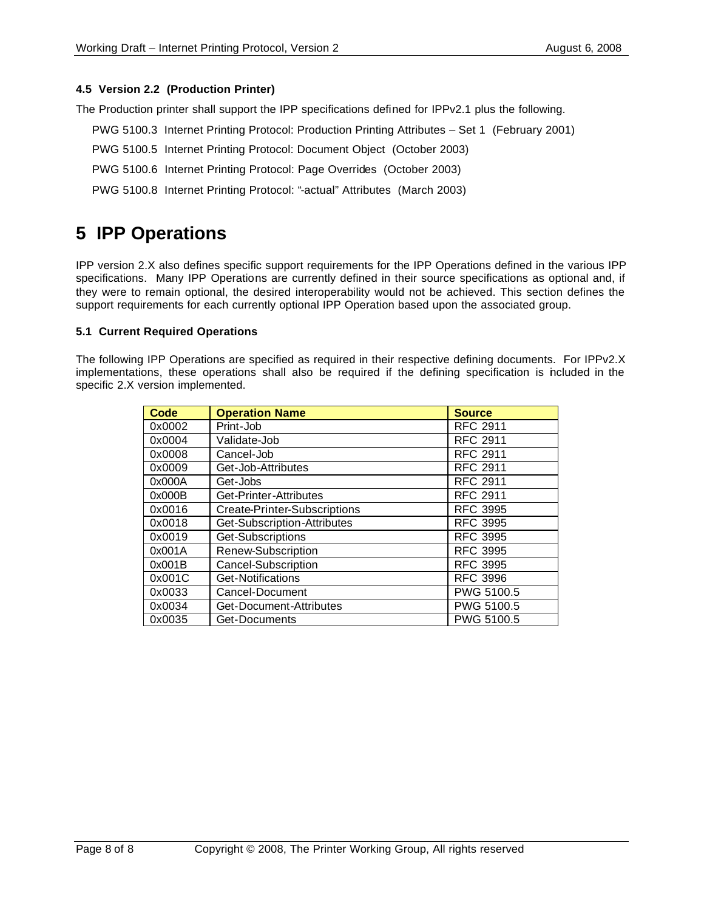### 4.5 Version 2.2 (Production Printer)

The Production printer shall support the IPP specifications defined for IPPv2.1 plus the following.

PWG 5100.3 Internet Printing Protocol: Production Printing Attributes – Set 1 (February 2001)

PWG 5100.5 Internet Printing Protocol: Document Object (October 2003)

PWG 5100.6 Internet Printing Protocol: Page Overrides (October 2003)

PWG 5100.8 Internet Printing Protocol: "-actual" Attributes (March 2003)

# 5 IPP Operations

IPP version 2.X also defines specific support requirements for the IPP Operations defined in the various IPP specifications. Many IPP Operations are currently defined in their source specifications as optional and, if they were to remain optional, the desired interoperability would not be achieved. This section defines the support requirements for each currently optional IPP Operation based upon the associated group.

### 5.1 Current Required Operations

The following IPP Operations are specified as required in their respective defining documents. For IPPv2.X implementations, these operations shall also be required if the defining specification is included in the specific 2.X version implemented.

| Code | Operation Name | Source |
|---|---|---|
| 0x0002 | Print-Job | RFC 2911 |
| 0x0004 | Validate-Job | RFC 2911 |
| 0x0008 | Cancel-Job | RFC 2911 |
| 0x0009 | Get-Job-Attributes | RFC 2911 |
| 0x000A | Get-Jobs | RFC 2911 |
| 0x000B | Get-Printer-Attributes | RFC 2911 |
| 0x0016 | Create-Printer-Subscriptions | RFC 3995 |
| 0x0018 | Get-Subscription-Attributes | RFC 3995 |
| 0x0019 | Get-Subscriptions | RFC 3995 |
| 0x001A | Renew-Subscription | RFC 3995 |
| 0x001B | Cancel-Subscription | RFC 3995 |
| 0x001C | Get-Notifications | RFC 3996 |
| 0x0033 | Cancel-Document | PWG 5100.5 |
| 0x0034 | Get-Document-Attributes | PWG 5100.5 |
| 0x0035 | Get-Documents | PWG 5100.5 |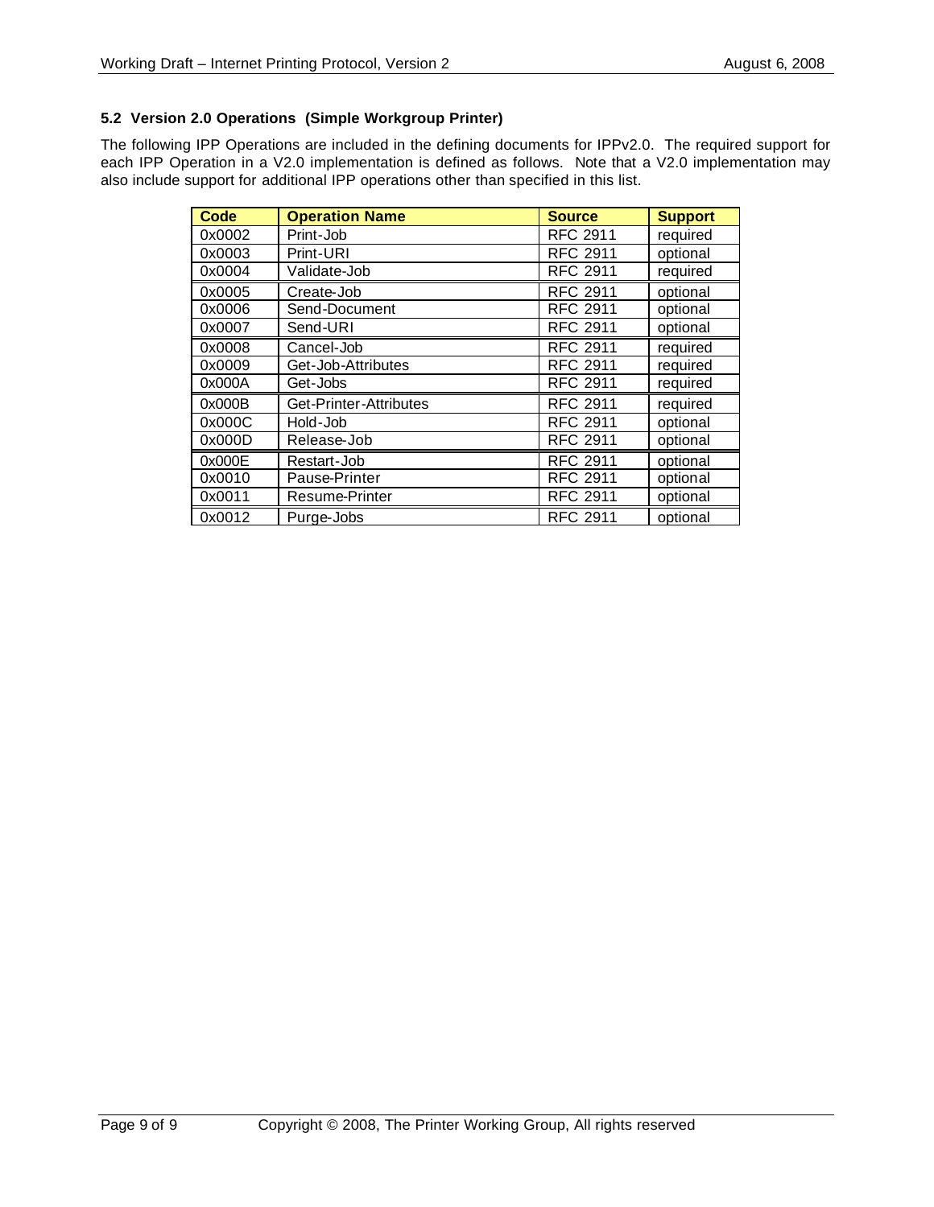### 5.2 Version 2.0 Operations (Simple Workgroup Printer)

The following IPP Operations are included in the defining documents for IPPv2.0. The required support for each IPP Operation in a V2.0 implementation is defined as follows. Note that a V2.0 implementation may also include support for additional IPP operations other than specified in this list.

| Code | Operation Name | Source | Support |
|---|---|---|---|
| 0x0002 | Print-Job | RFC 2911 | required |
| 0x0003 | Print-URI | RFC 2911 | optional |
| 0x0004 | Validate-Job | RFC 2911 | required |
| 0x0005 | Create-Job | RFC 2911 | optional |
| 0x0006 | Send-Document | RFC 2911 | optional |
| 0x0007 | Send-URI | RFC 2911 | optional |
| 0x0008 | Cancel-Job | RFC 2911 | required |
| 0x0009 | Get-Job-Attributes | RFC 2911 | required |
| 0x000A | Get-Jobs | RFC 2911 | required |
| 0x000B | Get-Printer-Attributes | RFC 2911 | required |
| 0x000C | Hold-Job | RFC 2911 | optional |
| 0x000D | Release-Job | RFC 2911 | optional |
| 0x000E | Restart-Job | RFC 2911 | optional |
| 0x0010 | Pause-Printer | RFC 2911 | optional |
| 0x0011 | Resume-Printer | RFC 2911 | optional |
| 0x0012 | Purge-Jobs | RFC 2911 | optional |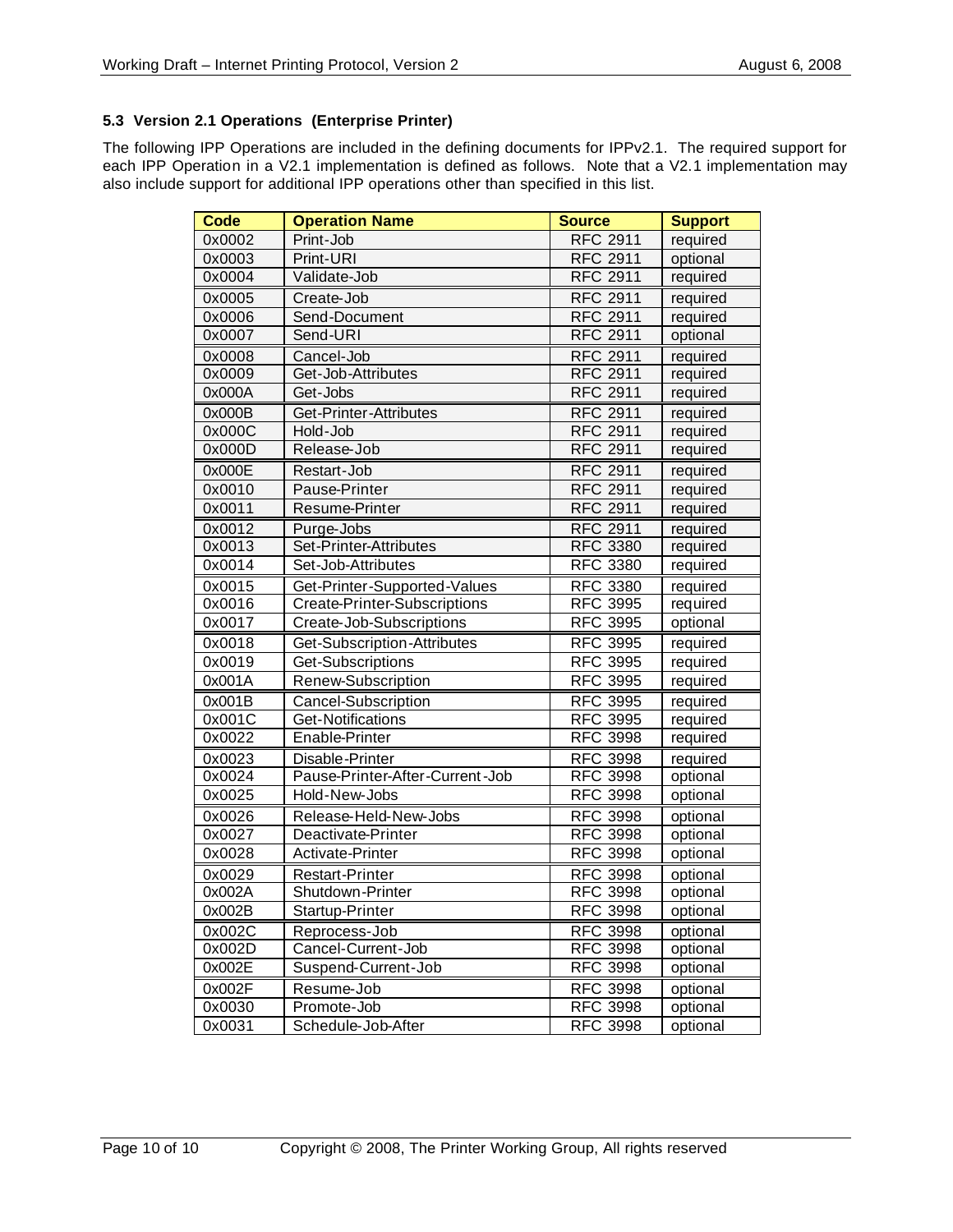### 5.3 Version 2.1 Operations (Enterprise Printer)

The following IPP Operations are included in the defining documents for IPPv2.1. The required support for each IPP Operation in a V2.1 implementation is defined as follows. Note that a V2.1 implementation may also include support for additional IPP operations other than specified in this list.

| Code | Operation Name | Source | Support |
|---|---|---|---|
| 0x0002 | Print-Job | RFC 2911 | required |
| 0x0003 | Print-URI | RFC 2911 | optional |
| 0x0004 | Validate-Job | RFC 2911 | required |
| 0x0005 | Create-Job | RFC 2911 | required |
| 0x0006 | Send-Document | RFC 2911 | required |
| 0x0007 | Send-URI | RFC 2911 | optional |
| 0x0008 | Cancel-Job | RFC 2911 | required |
| 0x0009 | Get-Job-Attributes | RFC 2911 | required |
| 0x000A | Get-Jobs | RFC 2911 | required |
| 0x000B | Get-Printer-Attributes | RFC 2911 | required |
| 0x000C | Hold-Job | RFC 2911 | required |
| 0x000D | Release-Job | RFC 2911 | required |
| 0x000E | Restart-Job | RFC 2911 | required |
| 0x0010 | Pause-Printer | RFC 2911 | required |
| 0x0011 | Resume-Printer | RFC 2911 | required |
| 0x0012 | Purge-Jobs | RFC 2911 | required |
| 0x0013 | Set-Printer-Attributes | RFC 3380 | required |
| 0x0014 | Set-Job-Attributes | RFC 3380 | required |
| 0x0015 | Get-Printer-Supported-Values | RFC 3380 | required |
| 0x0016 | Create-Printer-Subscriptions | RFC 3995 | required |
| 0x0017 | Create-Job-Subscriptions | RFC 3995 | optional |
| 0x0018 | Get-Subscription-Attributes | RFC 3995 | required |
| 0x0019 | Get-Subscriptions | RFC 3995 | required |
| 0x001A | Renew-Subscription | RFC 3995 | required |
| 0x001B | Cancel-Subscription | RFC 3995 | required |
| 0x001C | Get-Notifications | RFC 3995 | required |
| 0x0022 | Enable-Printer | RFC 3998 | required |
| 0x0023 | Disable-Printer | RFC 3998 | required |
| 0x0024 | Pause-Printer-After-Current-Job | RFC 3998 | optional |
| 0x0025 | Hold-New-Jobs | RFC 3998 | optional |
| 0x0026 | Release-Held-New-Jobs | RFC 3998 | optional |
| 0x0027 | Deactivate-Printer | RFC 3998 | optional |
| 0x0028 | Activate-Printer | RFC 3998 | optional |
| 0x0029 | Restart-Printer | RFC 3998 | optional |
| 0x002A | Shutdown-Printer | RFC 3998 | optional |
| 0x002B | Startup-Printer | RFC 3998 | optional |
| 0x002C | Reprocess-Job | RFC 3998 | optional |
| 0x002D | Cancel-Current-Job | RFC 3998 | optional |
| 0x002E | Suspend-Current-Job | RFC 3998 | optional |
| 0x002F | Resume-Job | RFC 3998 | optional |
| 0x0030 | Promote-Job | RFC 3998 | optional |
| 0x0031 | Schedule-Job-After | RFC 3998 | optional |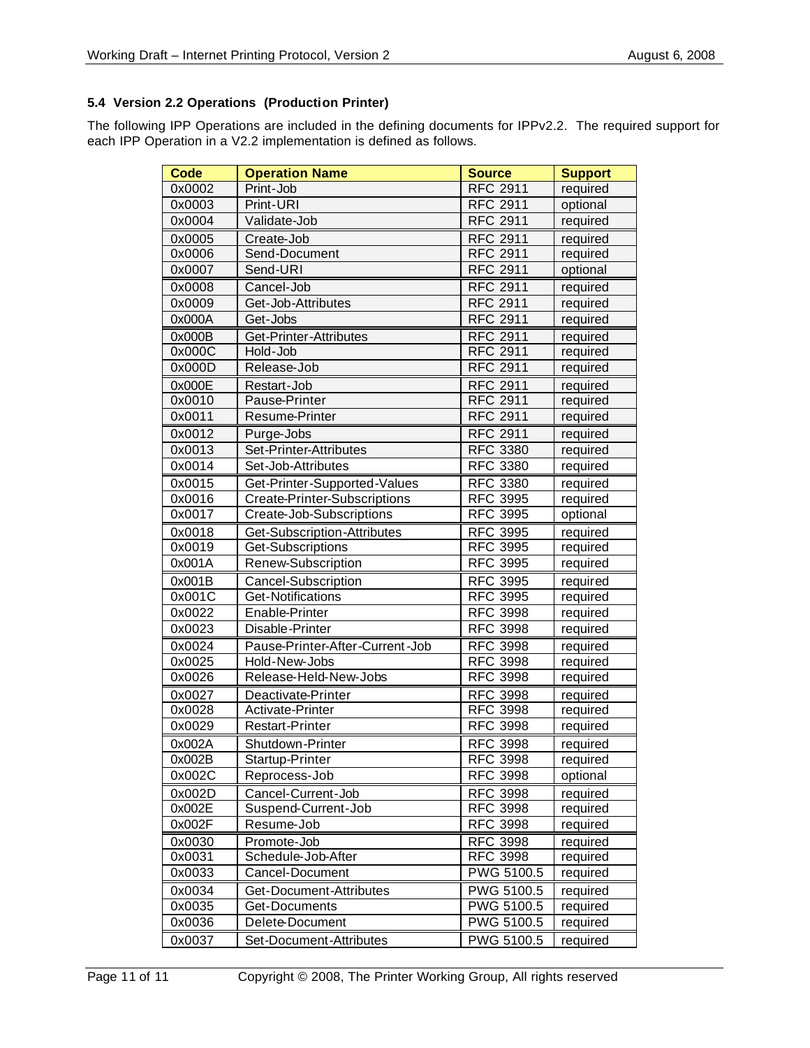### 5.4 Version 2.2 Operations (Production Printer)

The following IPP Operations are included in the defining documents for IPPv2.2. The required support for each IPP Operation in a V2.2 implementation is defined as follows.

| Code | Operation Name | Source | Support |
|---|---|---|---|
| 0x0002 | Print-Job | RFC 2911 | required |
| 0x0003 | Print-URI | RFC 2911 | optional |
| 0x0004 | Validate-Job | RFC 2911 | required |
| 0x0005 | Create-Job | RFC 2911 | required |
| 0x0006 | Send-Document | RFC 2911 | required |
| 0x0007 | Send-URI | RFC 2911 | optional |
| 0x0008 | Cancel-Job | RFC 2911 | required |
| 0x0009 | Get-Job-Attributes | RFC 2911 | required |
| 0x000A | Get-Jobs | RFC 2911 | required |
| 0x000B | Get-Printer-Attributes | RFC 2911 | required |
| 0x000C | Hold-Job | RFC 2911 | required |
| 0x000D | Release-Job | RFC 2911 | required |
| 0x000E | Restart-Job | RFC 2911 | required |
| 0x0010 | Pause-Printer | RFC 2911 | required |
| 0x0011 | Resume-Printer | RFC 2911 | required |
| 0x0012 | Purge-Jobs | RFC 2911 | required |
| 0x0013 | Set-Printer-Attributes | RFC 3380 | required |
| 0x0014 | Set-Job-Attributes | RFC 3380 | required |
| 0x0015 | Get-Printer-Supported-Values | RFC 3380 | required |
| 0x0016 | Create-Printer-Subscriptions | RFC 3995 | required |
| 0x0017 | Create-Job-Subscriptions | RFC 3995 | optional |
| 0x0018 | Get-Subscription-Attributes | RFC 3995 | required |
| 0x0019 | Get-Subscriptions | RFC 3995 | required |
| 0x001A | Renew-Subscription | RFC 3995 | required |
| 0x001B | Cancel-Subscription | RFC 3995 | required |
| 0x001C | Get-Notifications | RFC 3995 | required |
| 0x0022 | Enable-Printer | RFC 3998 | required |
| 0x0023 | Disable-Printer | RFC 3998 | required |
| 0x0024 | Pause-Printer-After-Current-Job | RFC 3998 | required |
| 0x0025 | Hold-New-Jobs | RFC 3998 | required |
| 0x0026 | Release-Held-New-Jobs | RFC 3998 | required |
| 0x0027 | Deactivate-Printer | RFC 3998 | required |
| 0x0028 | Activate-Printer | RFC 3998 | required |
| 0x0029 | Restart-Printer | RFC 3998 | required |
| 0x002A | Shutdown-Printer | RFC 3998 | required |
| 0x002B | Startup-Printer | RFC 3998 | required |
| 0x002C | Reprocess-Job | RFC 3998 | optional |
| 0x002D | Cancel-Current-Job | RFC 3998 | required |
| 0x002E | Suspend-Current-Job | RFC 3998 | required |
| 0x002F | Resume-Job | RFC 3998 | required |
| 0x0030 | Promote-Job | RFC 3998 | required |
| 0x0031 | Schedule-Job-After | RFC 3998 | required |
| 0x0033 | Cancel-Document | PWG 5100.5 | required |
| 0x0034 | Get-Document-Attributes | PWG 5100.5 | required |
| 0x0035 | Get-Documents | PWG 5100.5 | required |
| 0x0036 | Delete-Document | PWG 5100.5 | required |
| 0x0037 | Set-Document-Attributes | PWG 5100.5 | required |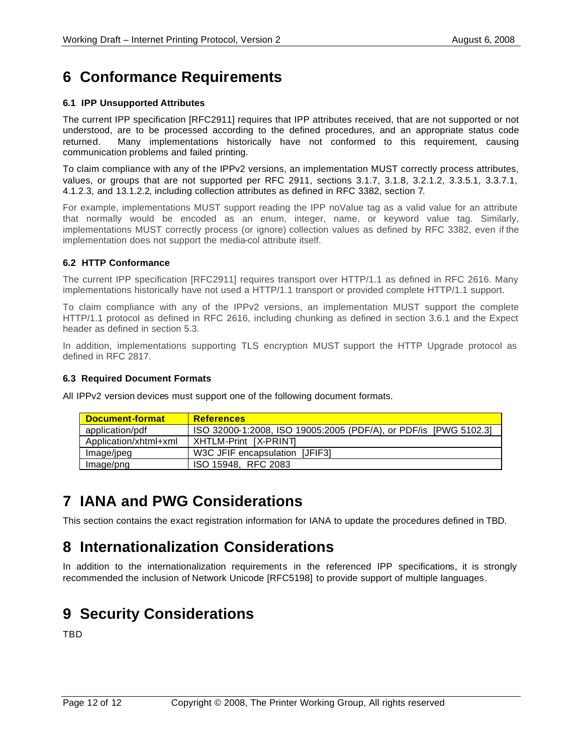# 6 Conformance Requirements

### 6.1 IPP Unsupported Attributes

The current IPP specification [RFC2911] requires that IPP attributes received, that are not supported or not understood, are to be processed according to the defined procedures, and an appropriate status code returned. Many implementations historically have not conformed to this requirement, causing communication problems and failed printing.

To claim compliance with any of the IPPv2 versions, an implementation MUST correctly process attributes, values, or groups that are not supported per RFC 2911, sections 3.1.7, 3.1.8, 3.2.1.2, 3.3.5.1, 3.3.7.1, 4.1.2.3, and 13.1.2.2, including collection attributes as defined in RFC 3382, section 7.

For example, implementations MUST support reading the IPP noValue tag as a valid value for an attribute that normally would be encoded as an enum, integer, name, or keyword value tag. Similarly, implementations MUST correctly process (or ignore) collection values as defined by RFC 3382, even if the implementation does not support the media-col attribute itself.

### 6.2 HTTP Conformance

The current IPP specification [RFC2911] requires transport over HTTP/1.1 as defined in RFC 2616. Many implementations historically have not used a HTTP/1.1 transport or provided complete HTTP/1.1 support.

To claim compliance with any of the IPPv2 versions, an implementation MUST support the complete HTTP/1.1 protocol as defined in RFC 2616, including chunking as defined in section 3.6.1 and the Expect header as defined in section 5.3.

In addition, implementations supporting TLS encryption MUST support the HTTP Upgrade protocol as defined in RFC 2817.

### 6.3 Required Document Formats

All IPPv2 version devices must support one of the following document formats.

| Document-format | References |
|---|---|
| application/pdf | ISO 32000-1:2008, ISO 19005:2005 (PDF/A), or PDF/is [PWG 5102.3] |
| Application/xhtml+xml | XHTLM-Print [X-PRINT] |
| Image/jpeg | W3C JFIF encapsulation [JFIF3] |
| Image/png | ISO 15948, RFC 2083 |

# 7 IANA and PWG Considerations

This section contains the exact registration information for IANA to update the procedures defined in TBD.

# 8 Internationalization Considerations

In addition to the internationalization requirements in the referenced IPP specifications, it is strongly recommended the inclusion of Network Unicode [RFC5198] to provide support of multiple languages.

# 9 Security Considerations

TBD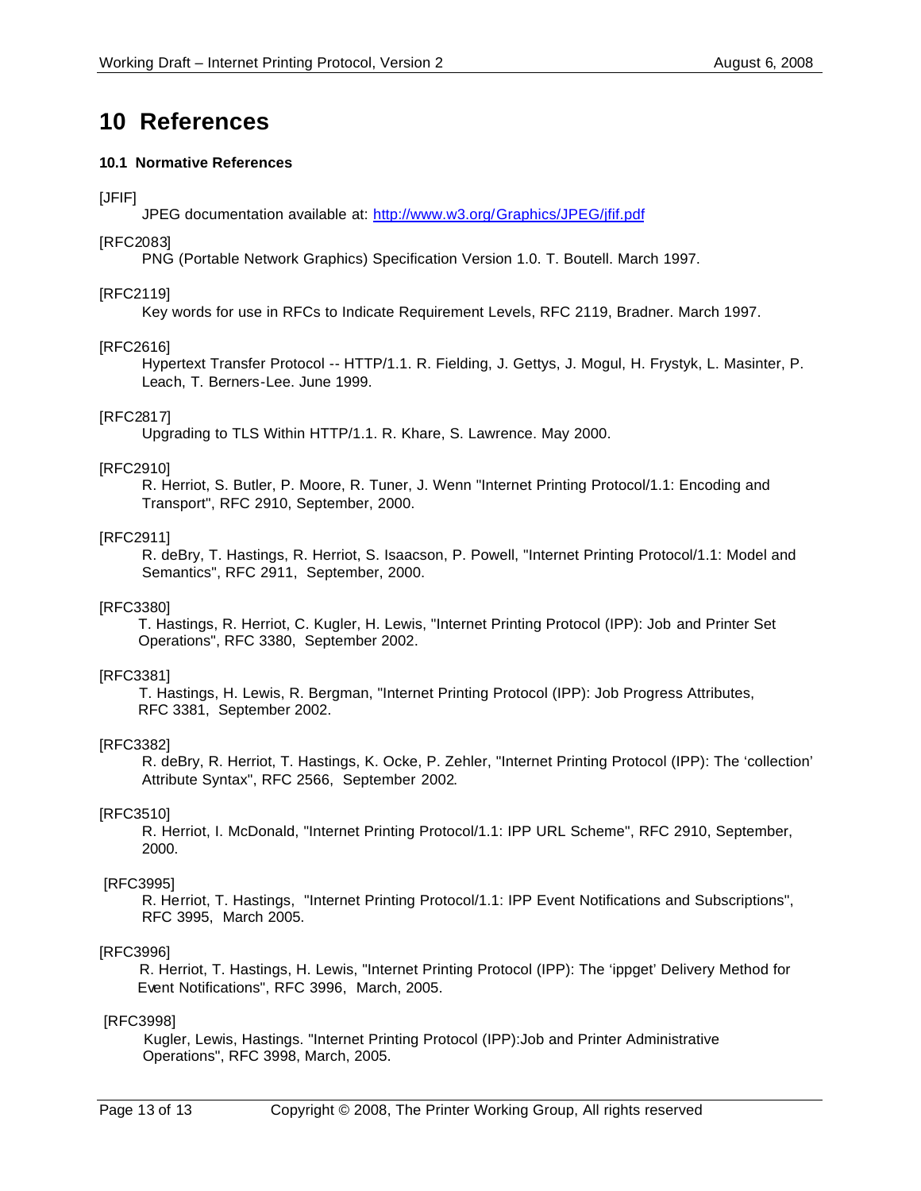# 10 References

### 10.1 Normative References

[JFIF]
JPEG documentation available at: http://www.w3.org/Graphics/JPEG/jfif.pdf

[RFC2083]
PNG (Portable Network Graphics) Specification Version 1.0. T. Boutell. March 1997.

[RFC2119]
Key words for use in RFCs to Indicate Requirement Levels, RFC 2119, Bradner. March 1997.

[RFC2616]
Hypertext Transfer Protocol -- HTTP/1.1. R. Fielding, J. Gettys, J. Mogul, H. Frystyk, L. Masinter, P. Leach, T. Berners-Lee. June 1999.

[RFC2817]
Upgrading to TLS Within HTTP/1.1. R. Khare, S. Lawrence. May 2000.

[RFC2910]
R. Herriot, S. Butler, P. Moore, R. Tuner, J. Wenn "Internet Printing Protocol/1.1: Encoding and Transport", RFC 2910, September, 2000.

[RFC2911]
R. deBry, T. Hastings, R. Herriot, S. Isaacson, P. Powell, "Internet Printing Protocol/1.1: Model and Semantics", RFC 2911, September, 2000.

[RFC3380]
T. Hastings, R. Herriot, C. Kugler, H. Lewis, "Internet Printing Protocol (IPP): Job and Printer Set Operations", RFC 3380, September 2002.

[RFC3381]
T. Hastings, H. Lewis, R. Bergman, "Internet Printing Protocol (IPP): Job Progress Attributes, RFC 3381, September 2002.

[RFC3382]
R. deBry, R. Herriot, T. Hastings, K. Ocke, P. Zehler, "Internet Printing Protocol (IPP): The 'collection' Attribute Syntax", RFC 2566, September 2002.

[RFC3510]
R. Herriot, I. McDonald, "Internet Printing Protocol/1.1: IPP URL Scheme", RFC 2910, September, 2000.

[RFC3995]
R. Herriot, T. Hastings, "Internet Printing Protocol/1.1: IPP Event Notifications and Subscriptions", RFC 3995, March 2005.

[RFC3996]
R. Herriot, T. Hastings, H. Lewis, "Internet Printing Protocol (IPP): The 'ippget' Delivery Method for Event Notifications", RFC 3996, March, 2005.

[RFC3998]
Kugler, Lewis, Hastings. "Internet Printing Protocol (IPP):Job and Printer Administrative Operations", RFC 3998, March, 2005.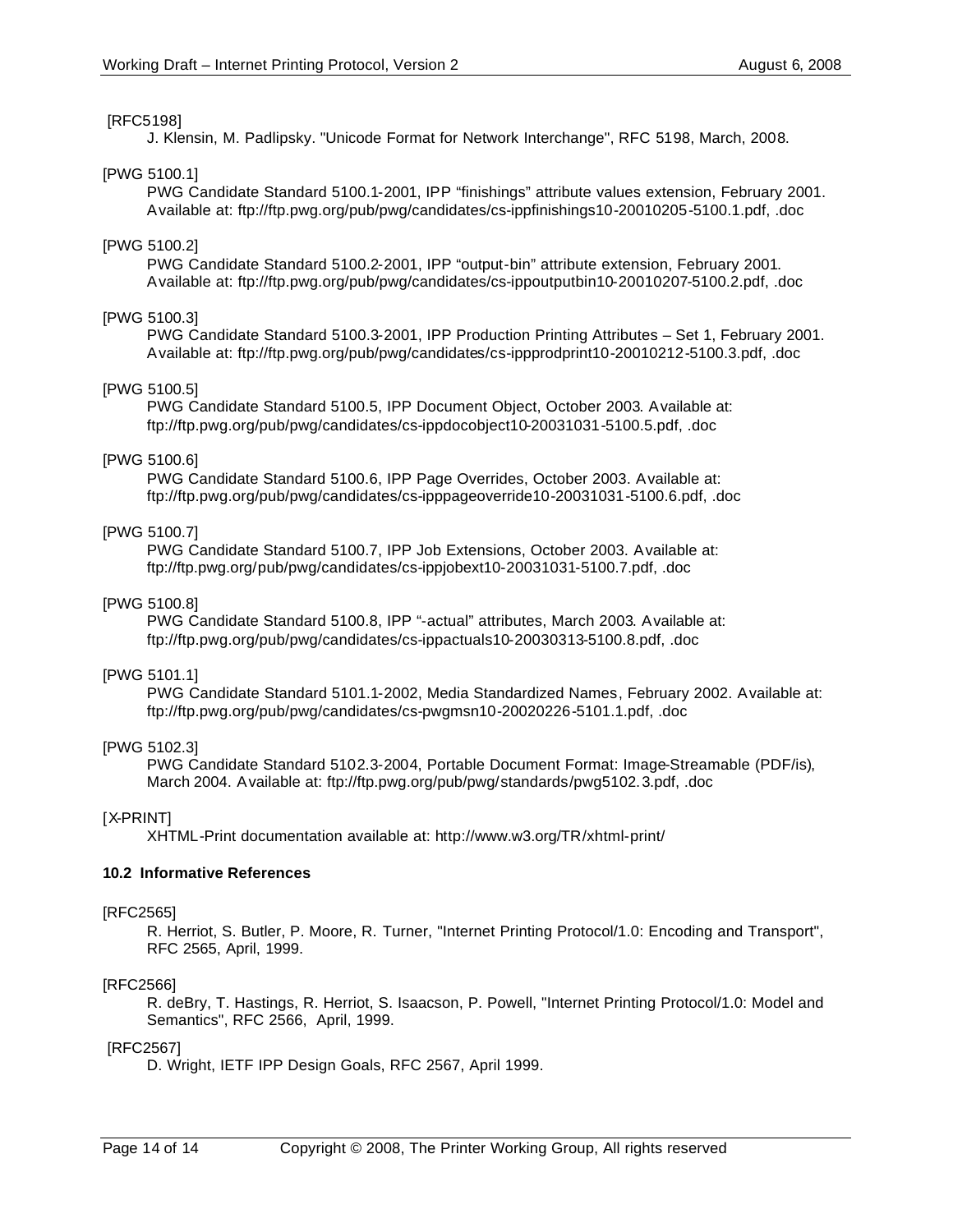[RFC5198]

J. Klensin, M. Padlipsky. "Unicode Format for Network Interchange", RFC 5198, March, 2008.

[PWG 5100.1]

PWG Candidate Standard 5100.1-2001, IPP "finishings" attribute values extension, February 2001. Available at: ftp://ftp.pwg.org/pub/pwg/candidates/cs-ippfinishings10-20010205-5100.1.pdf, .doc

[PWG 5100.2]

PWG Candidate Standard 5100.2-2001, IPP "output-bin" attribute extension, February 2001. Available at: ftp://ftp.pwg.org/pub/pwg/candidates/cs-ippoutputbin10-20010207-5100.2.pdf, .doc

[PWG 5100.3]

PWG Candidate Standard 5100.3-2001, IPP Production Printing Attributes – Set 1, February 2001. Available at: ftp://ftp.pwg.org/pub/pwg/candidates/cs-ippprodprint10-20010212-5100.3.pdf, .doc

[PWG 5100.5]

PWG Candidate Standard 5100.5, IPP Document Object, October 2003. Available at: ftp://ftp.pwg.org/pub/pwg/candidates/cs-ippdocobject10-20031031-5100.5.pdf, .doc

[PWG 5100.6]

PWG Candidate Standard 5100.6, IPP Page Overrides, October 2003. Available at: ftp://ftp.pwg.org/pub/pwg/candidates/cs-ipppageoverride10-20031031-5100.6.pdf, .doc

[PWG 5100.7]

PWG Candidate Standard 5100.7, IPP Job Extensions, October 2003. Available at: ftp://ftp.pwg.org/pub/pwg/candidates/cs-ippjobext10-20031031-5100.7.pdf, .doc

[PWG 5100.8]

PWG Candidate Standard 5100.8, IPP "-actual" attributes, March 2003. Available at: ftp://ftp.pwg.org/pub/pwg/candidates/cs-ippactuals10-20030313-5100.8.pdf, .doc

[PWG 5101.1]

PWG Candidate Standard 5101.1-2002, Media Standardized Names, February 2002. Available at: ftp://ftp.pwg.org/pub/pwg/candidates/cs-pwgmsn10-20020226-5101.1.pdf, .doc

[PWG 5102.3]

PWG Candidate Standard 5102.3-2004, Portable Document Format: Image-Streamable (PDF/is), March 2004. Available at: ftp://ftp.pwg.org/pub/pwg/standards/pwg5102.3.pdf, .doc

[X-PRINT]

XHTML-Print documentation available at: http://www.w3.org/TR/xhtml-print/

### 10.2 Informative References

[RFC2565]

R. Herriot, S. Butler, P. Moore, R. Turner, "Internet Printing Protocol/1.0: Encoding and Transport", RFC 2565, April, 1999.

[RFC2566]

R. deBry, T. Hastings, R. Herriot, S. Isaacson, P. Powell, "Internet Printing Protocol/1.0: Model and Semantics", RFC 2566, April, 1999.

[RFC2567]

D. Wright, IETF IPP Design Goals, RFC 2567, April 1999.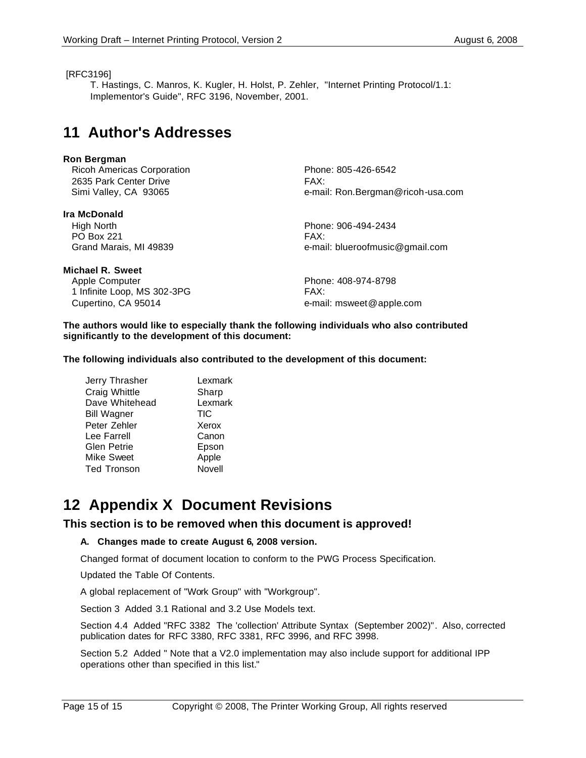[RFC3196]

T. Hastings, C. Manros, K. Kugler, H. Holst, P. Zehler, "Internet Printing Protocol/1.1: Implementor's Guide", RFC 3196, November, 2001.

# 11 Author's Addresses

**Ron Bergman**
Ricoh Americas Corporation
2635 Park Center Drive
Simi Valley, CA 93065

Phone: 805-426-6542
FAX:
e-mail: Ron.Bergman@ricoh-usa.com

**Ira McDonald**
High North
PO Box 221
Grand Marais, MI 49839

Phone: 906-494-2434
FAX:
e-mail: blueroofmusic@gmail.com

**Michael R. Sweet**
Apple Computer
1 Infinite Loop, MS 302-3PG
Cupertino, CA 95014

Phone: 408-974-8798
FAX:
e-mail: msweet@apple.com

**The authors would like to especially thank the following individuals who also contributed significantly to the development of this document:**

**The following individuals also contributed to the development of this document:**

| | |
|---|---|
| Jerry Thrasher | Lexmark |
| Craig Whittle | Sharp |
| Dave Whitehead | Lexmark |
| Bill Wagner | TIC |
| Peter Zehler | Xerox |
| Lee Farrell | Canon |
| Glen Petrie | Epson |
| Mike Sweet | Apple |
| Ted Tronson | Novell |

# 12 Appendix X Document Revisions

## This section is to be removed when this document is approved!

### A. Changes made to create August 6, 2008 version.

Changed format of document location to conform to the PWG Process Specification.

Updated the Table Of Contents.

A global replacement of "Work Group" with "Workgroup".

Section 3 Added 3.1 Rational and 3.2 Use Models text.

Section 4.4 Added "RFC 3382 The 'collection' Attribute Syntax (September 2002)". Also, corrected publication dates for RFC 3380, RFC 3381, RFC 3996, and RFC 3998.

Section 5.2 Added " Note that a V2.0 implementation may also include support for additional IPP operations other than specified in this list."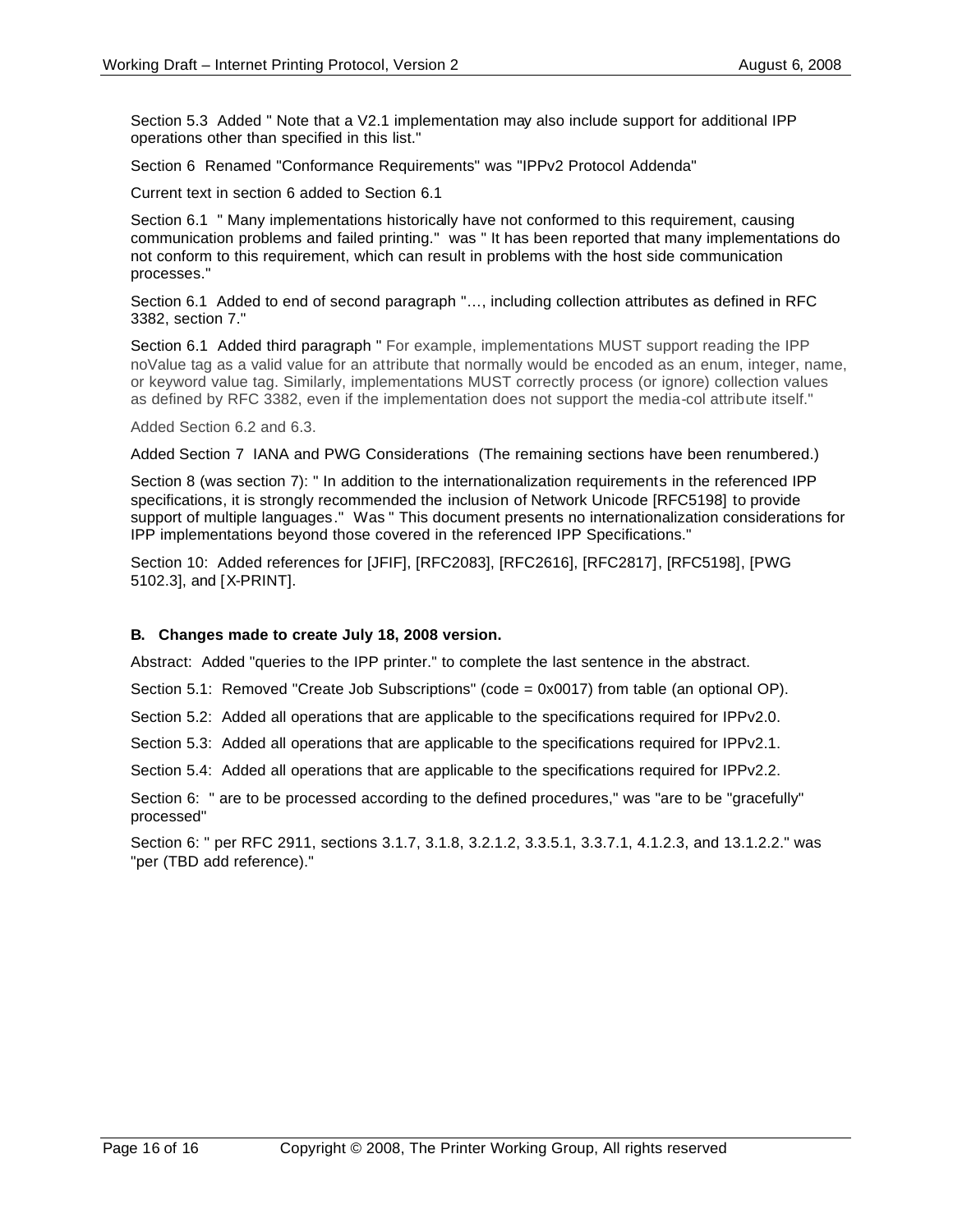Section 5.3 Added " Note that a V2.1 implementation may also include support for additional IPP operations other than specified in this list."

Section 6 Renamed "Conformance Requirements" was "IPPv2 Protocol Addenda"

Current text in section 6 added to Section 6.1

Section 6.1 " Many implementations historically have not conformed to this requirement, causing communication problems and failed printing." was " It has been reported that many implementations do not conform to this requirement, which can result in problems with the host side communication processes."

Section 6.1 Added to end of second paragraph "…, including collection attributes as defined in RFC 3382, section 7."

Section 6.1 Added third paragraph " For example, implementations MUST support reading the IPP noValue tag as a valid value for an attribute that normally would be encoded as an enum, integer, name, or keyword value tag. Similarly, implementations MUST correctly process (or ignore) collection values as defined by RFC 3382, even if the implementation does not support the media-col attribute itself."

Added Section 6.2 and 6.3.

Added Section 7 IANA and PWG Considerations (The remaining sections have been renumbered.)

Section 8 (was section 7): " In addition to the internationalization requirements in the referenced IPP specifications, it is strongly recommended the inclusion of Network Unicode [RFC5198] to provide support of multiple languages." Was " This document presents no internationalization considerations for IPP implementations beyond those covered in the referenced IPP Specifications."

Section 10: Added references for [JFIF], [RFC2083], [RFC2616], [RFC2817], [RFC5198], [PWG 5102.3], and [X-PRINT].

**B. Changes made to create July 18, 2008 version.**

Abstract: Added "queries to the IPP printer." to complete the last sentence in the abstract.

Section 5.1: Removed "Create Job Subscriptions" (code = 0x0017) from table (an optional OP).

Section 5.2: Added all operations that are applicable to the specifications required for IPPv2.0.

Section 5.3: Added all operations that are applicable to the specifications required for IPPv2.1.

Section 5.4: Added all operations that are applicable to the specifications required for IPPv2.2.

Section 6: " are to be processed according to the defined procedures," was "are to be "gracefully" processed"

Section 6: " per RFC 2911, sections 3.1.7, 3.1.8, 3.2.1.2, 3.3.5.1, 3.3.7.1, 4.1.2.3, and 13.1.2.2." was "per (TBD add reference)."